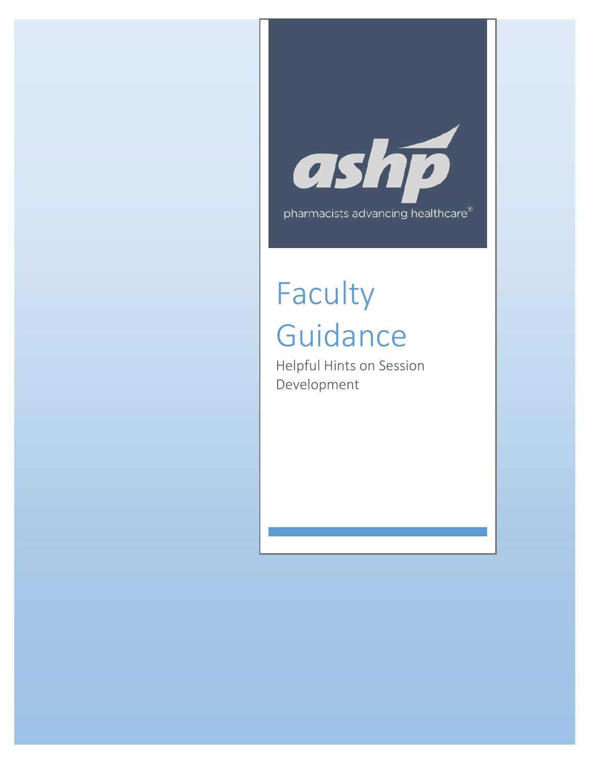ashp

pharmacists advancing healthcare®

# Faculty Guidance

Helpful Hints on Session Development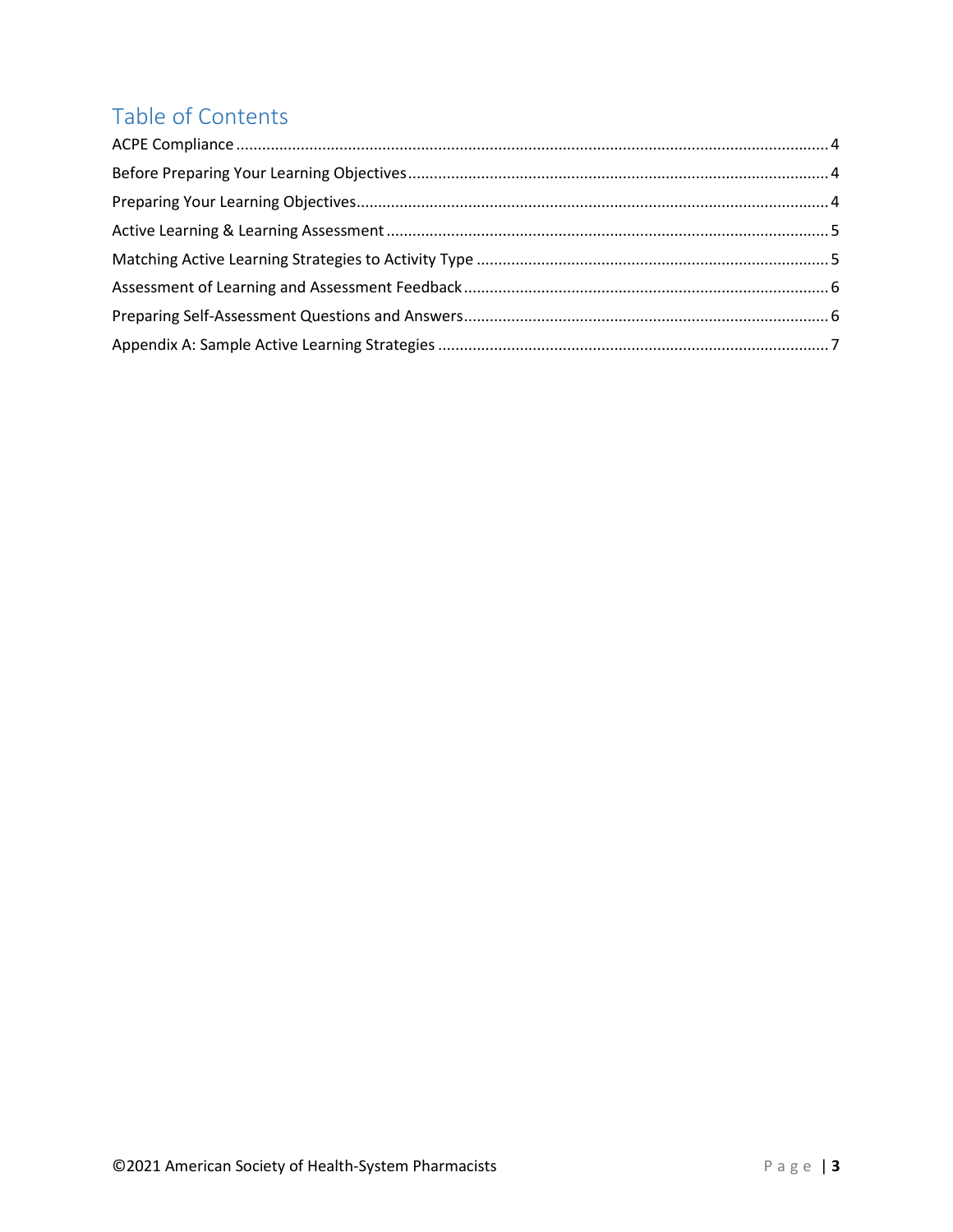# Table of Contents

ACPE Compliance ........................................................................................................................ 4
Before Preparing Your Learning Objectives ................................................................................ 4
Preparing Your Learning Objectives ............................................................................................ 4
Active Learning & Learning Assessment ..................................................................................... 5
Matching Active Learning Strategies to Activity Type ................................................................. 5
Assessment of Learning and Assessment Feedback ................................................................... 6
Preparing Self-Assessment Questions and Answers .................................................................... 6
Appendix A: Sample Active Learning Strategies .......................................................................... 7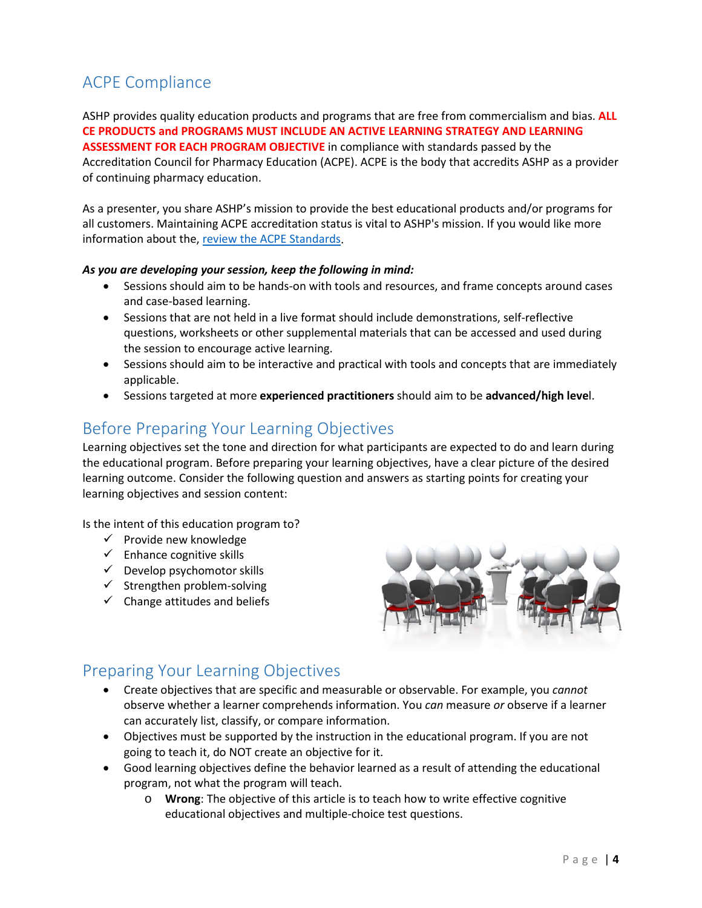## ACPE Compliance

ASHP provides quality education products and programs that are free from commercialism and bias. **ALL CE PRODUCTS and PROGRAMS MUST INCLUDE AN ACTIVE LEARNING STRATEGY AND LEARNING ASSESSMENT FOR EACH PROGRAM OBJECTIVE** in compliance with standards passed by the Accreditation Council for Pharmacy Education (ACPE). ACPE is the body that accredits ASHP as a provider of continuing pharmacy education.

As a presenter, you share ASHP's mission to provide the best educational products and/or programs for all customers. Maintaining ACPE accreditation status is vital to ASHP's mission. If you would like more information about the, review the ACPE Standards.

***As you are developing your session, keep the following in mind:***

- Sessions should aim to be hands-on with tools and resources, and frame concepts around cases and case-based learning.
- Sessions that are not held in a live format should include demonstrations, self-reflective questions, worksheets or other supplemental materials that can be accessed and used during the session to encourage active learning.
- Sessions should aim to be interactive and practical with tools and concepts that are immediately applicable.
- Sessions targeted at more **experienced practitioners** should aim to be **advanced/high level**.

## Before Preparing Your Learning Objectives

Learning objectives set the tone and direction for what participants are expected to do and learn during the educational program. Before preparing your learning objectives, have a clear picture of the desired learning outcome. Consider the following question and answers as starting points for creating your learning objectives and session content:

Is the intent of this education program to?

- ✓ Provide new knowledge
- ✓ Enhance cognitive skills
- ✓ Develop psychomotor skills
- ✓ Strengthen problem-solving
- ✓ Change attitudes and beliefs

## Preparing Your Learning Objectives

- Create objectives that are specific and measurable or observable. For example, you *cannot* observe whether a learner comprehends information. You *can* measure *or* observe if a learner can accurately list, classify, or compare information.
- Objectives must be supported by the instruction in the educational program. If you are not going to teach it, do NOT create an objective for it.
- Good learning objectives define the behavior learned as a result of attending the educational program, not what the program will teach.
  - **Wrong**: The objective of this article is to teach how to write effective cognitive educational objectives and multiple-choice test questions.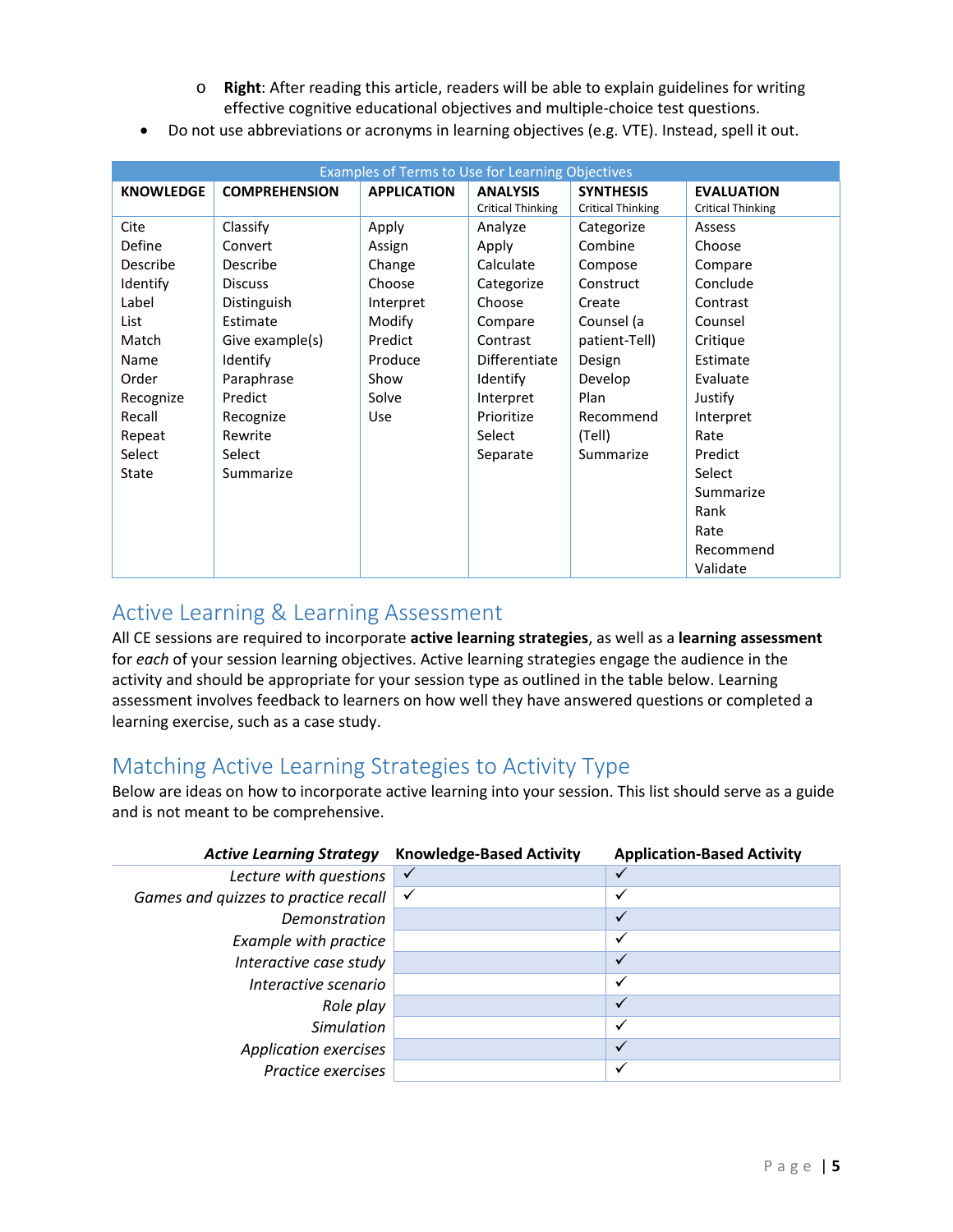- **Right**: After reading this article, readers will be able to explain guidelines for writing effective cognitive educational objectives and multiple-choice test questions.

- Do not use abbreviations or acronyms in learning objectives (e.g. VTE). Instead, spell it out.

| Examples of Terms to Use for Learning Objectives | | | | | |
|---|---|---|---|---|---|
| **KNOWLEDGE** | **COMPREHENSION** | **APPLICATION** | **ANALYSIS** Critical Thinking | **SYNTHESIS** Critical Thinking | **EVALUATION** Critical Thinking |
| Cite | Classify | Apply | Analyze | Categorize | Assess |
| Define | Convert | Assign | Apply | Combine | Choose |
| Describe | Describe | Change | Calculate | Compose | Compare |
| Identify | Discuss | Choose | Categorize | Construct | Conclude |
| Label | Distinguish | Interpret | Choose | Create | Contrast |
| List | Estimate | Modify | Compare | Counsel (a patient-Tell) | Counsel |
| Match | Give example(s) | Predict | Contrast | Design | Critique |
| Name | Identify | Produce | Differentiate | Develop | Estimate |
| Order | Paraphrase | Show | Identify | Plan | Evaluate |
| Recognize | Predict | Solve | Interpret | Recommend (Tell) | Justify |
| Recall | Recognize | Use | Prioritize | Summarize | Interpret |
| Repeat | Rewrite | | Select | | Rate |
| Select | Select | | Separate | | Predict |
| State | Summarize | | | | Select |
| | | | | | Summarize |
| | | | | | Rank |
| | | | | | Rate |
| | | | | | Recommend |
| | | | | | Validate |

## Active Learning & Learning Assessment

All CE sessions are required to incorporate **active learning strategies**, as well as a **learning assessment** for *each* of your session learning objectives. Active learning strategies engage the audience in the activity and should be appropriate for your session type as outlined in the table below. Learning assessment involves feedback to learners on how well they have answered questions or completed a learning exercise, such as a case study.

## Matching Active Learning Strategies to Activity Type

Below are ideas on how to incorporate active learning into your session. This list should serve as a guide and is not meant to be comprehensive.

| ***Active Learning Strategy*** | **Knowledge-Based Activity** | **Application-Based Activity** |
|---|---|---|
| *Lecture with questions* | ✓ | ✓ |
| *Games and quizzes to practice recall* | ✓ | ✓ |
| *Demonstration* | | ✓ |
| *Example with practice* | | ✓ |
| *Interactive case study* | | ✓ |
| *Interactive scenario* | | ✓ |
| *Role play* | | ✓ |
| *Simulation* | | ✓ |
| *Application exercises* | | ✓ |
| *Practice exercises* | | ✓ |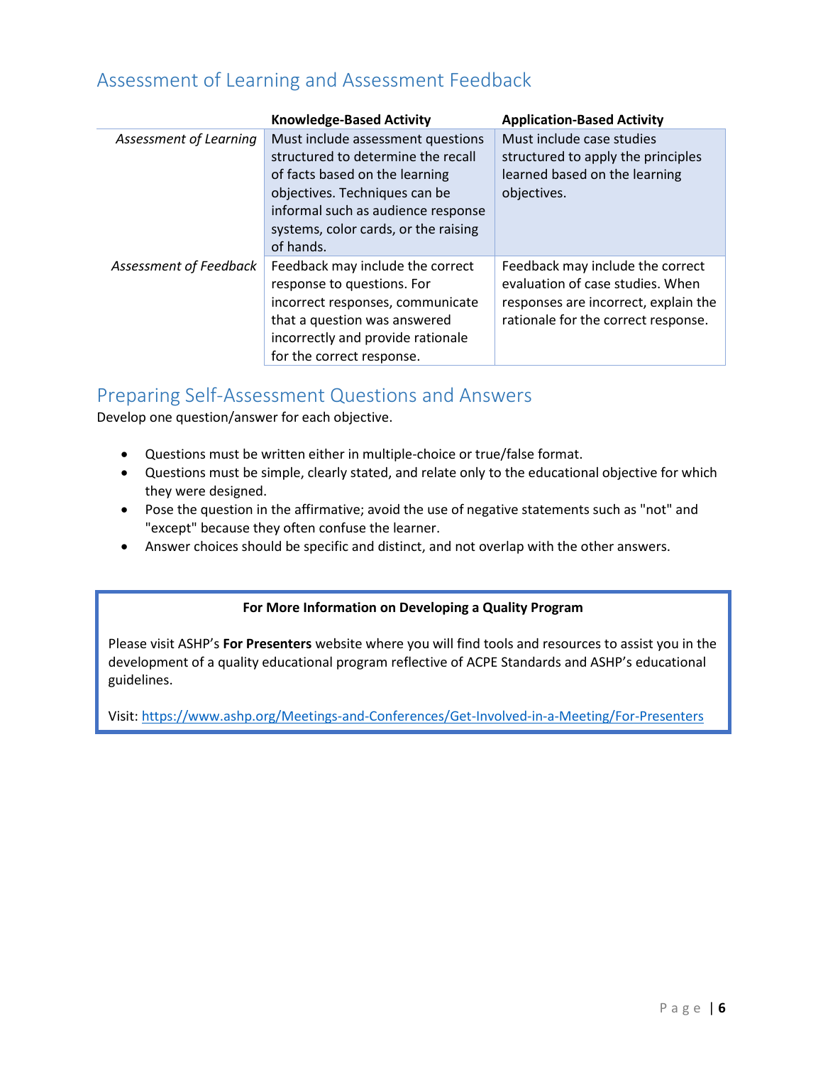## Assessment of Learning and Assessment Feedback

| | Knowledge-Based Activity | Application-Based Activity |
|---|---|---|
| *Assessment of Learning* | Must include assessment questions structured to determine the recall of facts based on the learning objectives. Techniques can be informal such as audience response systems, color cards, or the raising of hands. | Must include case studies structured to apply the principles learned based on the learning objectives. |
| *Assessment of Feedback* | Feedback may include the correct response to questions. For incorrect responses, communicate that a question was answered incorrectly and provide rationale for the correct response. | Feedback may include the correct evaluation of case studies. When responses are incorrect, explain the rationale for the correct response. |

## Preparing Self-Assessment Questions and Answers

Develop one question/answer for each objective.

- Questions must be written either in multiple-choice or true/false format.
- Questions must be simple, clearly stated, and relate only to the educational objective for which they were designed.
- Pose the question in the affirmative; avoid the use of negative statements such as "not" and "except" because they often confuse the learner.
- Answer choices should be specific and distinct, and not overlap with the other answers.

**For More Information on Developing a Quality Program**

Please visit ASHP's **For Presenters** website where you will find tools and resources to assist you in the development of a quality educational program reflective of ACPE Standards and ASHP's educational guidelines.

Visit: https://www.ashp.org/Meetings-and-Conferences/Get-Involved-in-a-Meeting/For-Presenters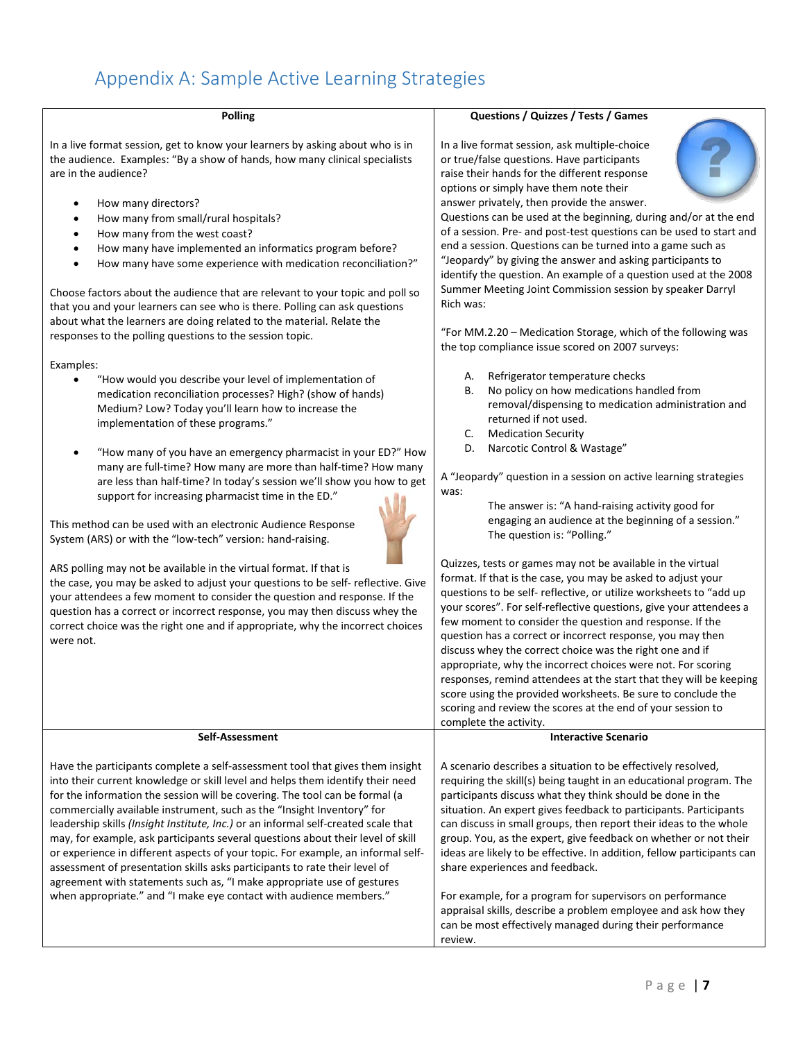# Appendix A: Sample Active Learning Strategies

## Polling

In a live format session, get to know your learners by asking about who is in the audience. Examples: "By a show of hands, how many clinical specialists are in the audience?

- How many directors?
- How many from small/rural hospitals?
- How many from the west coast?
- How many have implemented an informatics program before?
- How many have some experience with medication reconciliation?"

Choose factors about the audience that are relevant to your topic and poll so that you and your learners can see who is there. Polling can ask questions about what the learners are doing related to the material. Relate the responses to the polling questions to the session topic.

Examples:

- "How would you describe your level of implementation of medication reconciliation processes? High? (show of hands) Medium? Low? Today you'll learn how to increase the implementation of these programs."
- "How many of you have an emergency pharmacist in your ED?" How many are full-time? How many are more than half-time? How many are less than half-time? In today's session we'll show you how to get support for increasing pharmacist time in the ED."

This method can be used with an electronic Audience Response System (ARS) or with the "low-tech" version: hand-raising.

ARS polling may not be available in the virtual format. If that is the case, you may be asked to adjust your questions to be self- reflective. Give your attendees a few moment to consider the question and response. If the question has a correct or incorrect response, you may then discuss whey the correct choice was the right one and if appropriate, why the incorrect choices were not.

## Questions / Quizzes / Tests / Games

In a live format session, ask multiple-choice or true/false questions. Have participants raise their hands for the different response options or simply have them note their answer privately, then provide the answer. Questions can be used at the beginning, during and/or at the end of a session. Pre- and post-test questions can be used to start and end a session. Questions can be turned into a game such as "Jeopardy" by giving the answer and asking participants to identify the question. An example of a question used at the 2008 Summer Meeting Joint Commission session by speaker Darryl Rich was:

"For MM.2.20 – Medication Storage, which of the following was the top compliance issue scored on 2007 surveys:

A. Refrigerator temperature checks
B. No policy on how medications handled from removal/dispensing to medication administration and returned if not used.
C. Medication Security
D. Narcotic Control & Wastage"

A "Jeopardy" question in a session on active learning strategies was:

> The answer is: "A hand-raising activity good for engaging an audience at the beginning of a session."
> The question is: "Polling."

Quizzes, tests or games may not be available in the virtual format. If that is the case, you may be asked to adjust your questions to be self- reflective, or utilize worksheets to "add up your scores". For self-reflective questions, give your attendees a few moment to consider the question and response. If the question has a correct or incorrect response, you may then discuss whey the correct choice was the right one and if appropriate, why the incorrect choices were not. For scoring responses, remind attendees at the start that they will be keeping score using the provided worksheets. Be sure to conclude the scoring and review the scores at the end of your session to complete the activity.

## Self-Assessment

Have the participants complete a self-assessment tool that gives them insight into their current knowledge or skill level and helps them identify their need for the information the session will be covering. The tool can be formal (a commercially available instrument, such as the "Insight Inventory" for leadership skills *(Insight Institute, Inc.)* or an informal self-created scale that may, for example, ask participants several questions about their level of skill or experience in different aspects of your topic. For example, an informal self-assessment of presentation skills asks participants to rate their level of agreement with statements such as, "I make appropriate use of gestures when appropriate." and "I make eye contact with audience members."

## Interactive Scenario

A scenario describes a situation to be effectively resolved, requiring the skill(s) being taught in an educational program. The participants discuss what they think should be done in the situation. An expert gives feedback to participants. Participants can discuss in small groups, then report their ideas to the whole group. You, as the expert, give feedback on whether or not their ideas are likely to be effective. In addition, fellow participants can share experiences and feedback.

For example, for a program for supervisors on performance appraisal skills, describe a problem employee and ask how they can be most effectively managed during their performance review.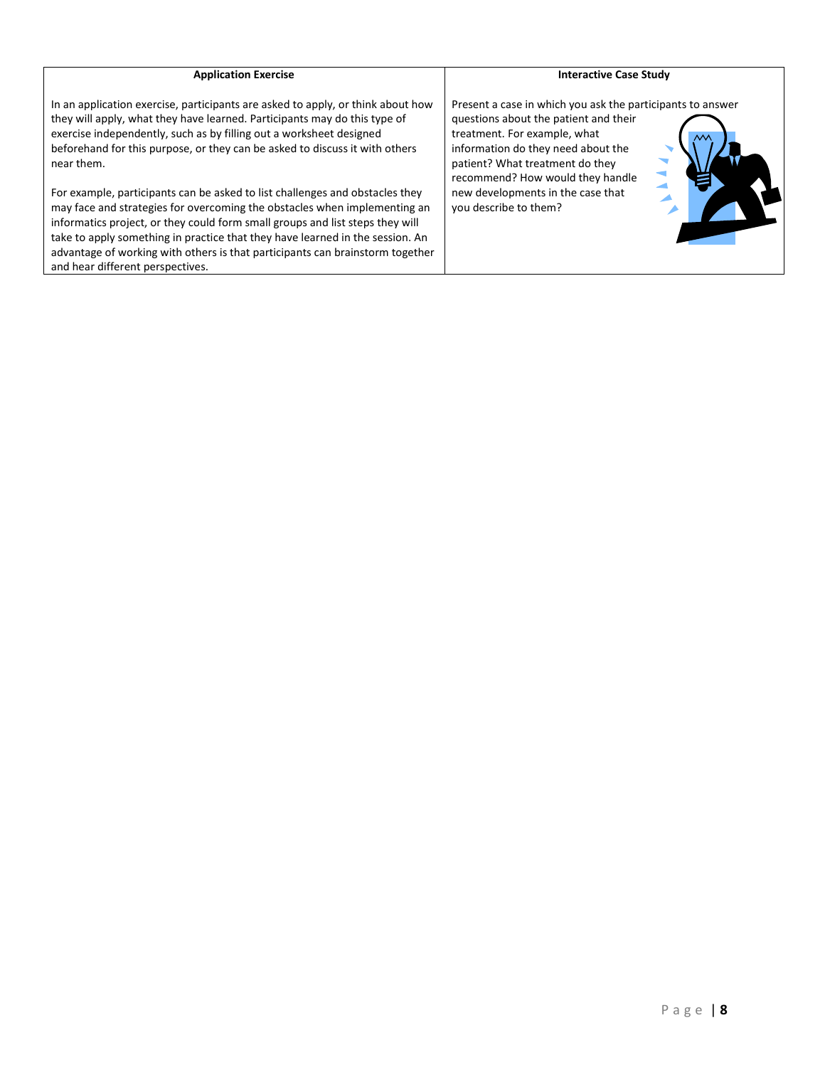| Application Exercise | Interactive Case Study |
|---|---|
| In an application exercise, participants are asked to apply, or think about how they will apply, what they have learned. Participants may do this type of exercise independently, such as by filling out a worksheet designed beforehand for this purpose, or they can be asked to discuss it with others near them.<br><br>For example, participants can be asked to list challenges and obstacles they may face and strategies for overcoming the obstacles when implementing an informatics project, or they could form small groups and list steps they will take to apply something in practice that they have learned in the session. An advantage of working with others is that participants can brainstorm together and hear different perspectives. | Present a case in which you ask the participants to answer questions about the patient and their treatment. For example, what information do they need about the patient? What treatment do they recommend? How would they handle new developments in the case that you describe to them? |